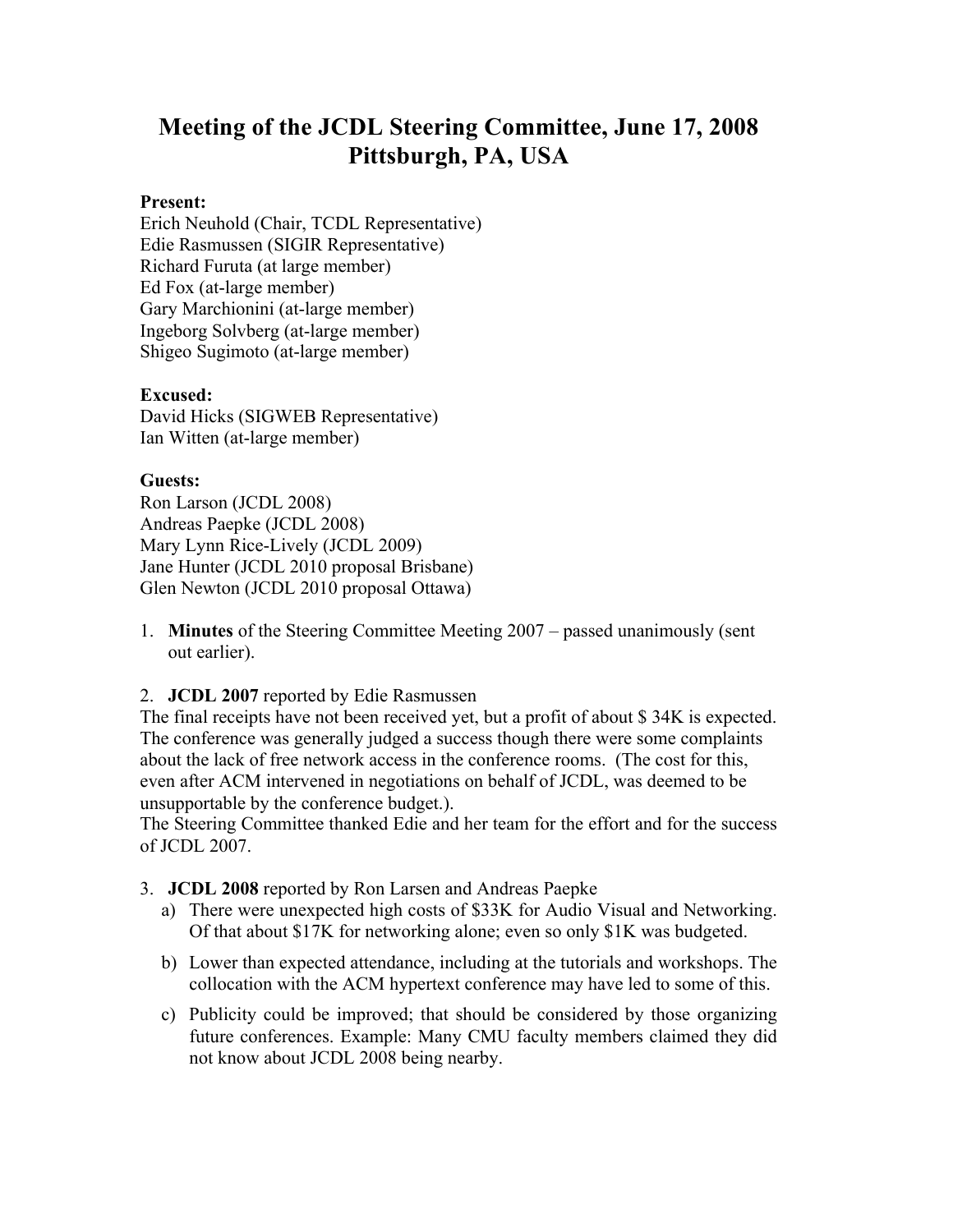# Meeting of the JCDL Steering Committee, June 17, 2008
# Pittsburgh, PA, USA

**Present:**
Erich Neuhold (Chair, TCDL Representative)
Edie Rasmussen (SIGIR Representative)
Richard Furuta (at large member)
Ed Fox (at-large member)
Gary Marchionini (at-large member)
Ingeborg Solvberg (at-large member)
Shigeo Sugimoto (at-large member)

**Excused:**
David Hicks (SIGWEB Representative)
Ian Witten (at-large member)

**Guests:**
Ron Larson (JCDL 2008)
Andreas Paepke (JCDL 2008)
Mary Lynn Rice-Lively (JCDL 2009)
Jane Hunter (JCDL 2010 proposal Brisbane)
Glen Newton (JCDL 2010 proposal Ottawa)

1. **Minutes** of the Steering Committee Meeting 2007 – passed unanimously (sent out earlier).

2. **JCDL 2007** reported by Edie Rasmussen

The final receipts have not been received yet, but a profit of about $ 34K is expected. The conference was generally judged a success though there were some complaints about the lack of free network access in the conference rooms. (The cost for this, even after ACM intervened in negotiations on behalf of JCDL, was deemed to be unsupportable by the conference budget.).
The Steering Committee thanked Edie and her team for the effort and for the success of JCDL 2007.

3. **JCDL 2008** reported by Ron Larsen and Andreas Paepke
   a) There were unexpected high costs of $33K for Audio Visual and Networking. Of that about $17K for networking alone; even so only $1K was budgeted.
   b) Lower than expected attendance, including at the tutorials and workshops. The collocation with the ACM hypertext conference may have led to some of this.
   c) Publicity could be improved; that should be considered by those organizing future conferences. Example: Many CMU faculty members claimed they did not know about JCDL 2008 being nearby.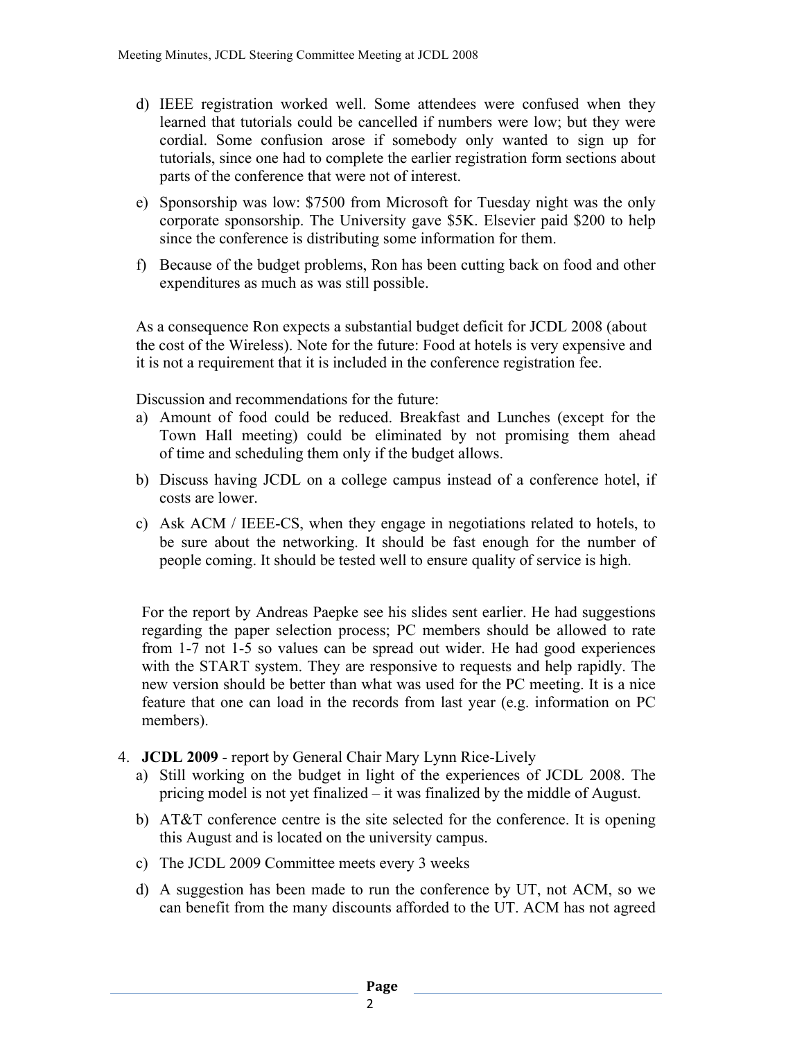d) IEEE registration worked well. Some attendees were confused when they learned that tutorials could be cancelled if numbers were low; but they were cordial. Some confusion arose if somebody only wanted to sign up for tutorials, since one had to complete the earlier registration form sections about parts of the conference that were not of interest.

e) Sponsorship was low: $7500 from Microsoft for Tuesday night was the only corporate sponsorship. The University gave $5K. Elsevier paid $200 to help since the conference is distributing some information for them.

f) Because of the budget problems, Ron has been cutting back on food and other expenditures as much as was still possible.

As a consequence Ron expects a substantial budget deficit for JCDL 2008 (about the cost of the Wireless). Note for the future: Food at hotels is very expensive and it is not a requirement that it is included in the conference registration fee.

Discussion and recommendations for the future:

a) Amount of food could be reduced. Breakfast and Lunches (except for the Town Hall meeting) could be eliminated by not promising them ahead of time and scheduling them only if the budget allows.

b) Discuss having JCDL on a college campus instead of a conference hotel, if costs are lower.

c) Ask ACM / IEEE-CS, when they engage in negotiations related to hotels, to be sure about the networking. It should be fast enough for the number of people coming. It should be tested well to ensure quality of service is high.

For the report by Andreas Paepke see his slides sent earlier. He had suggestions regarding the paper selection process; PC members should be allowed to rate from 1-7 not 1-5 so values can be spread out wider. He had good experiences with the START system. They are responsive to requests and help rapidly. The new version should be better than what was used for the PC meeting. It is a nice feature that one can load in the records from last year (e.g. information on PC members).

4. **JCDL 2009** - report by General Chair Mary Lynn Rice-Lively
   a) Still working on the budget in light of the experiences of JCDL 2008. The pricing model is not yet finalized – it was finalized by the middle of August.
   b) AT&T conference centre is the site selected for the conference. It is opening this August and is located on the university campus.
   c) The JCDL 2009 Committee meets every 3 weeks
   d) A suggestion has been made to run the conference by UT, not ACM, so we can benefit from the many discounts afforded to the UT. ACM has not agreed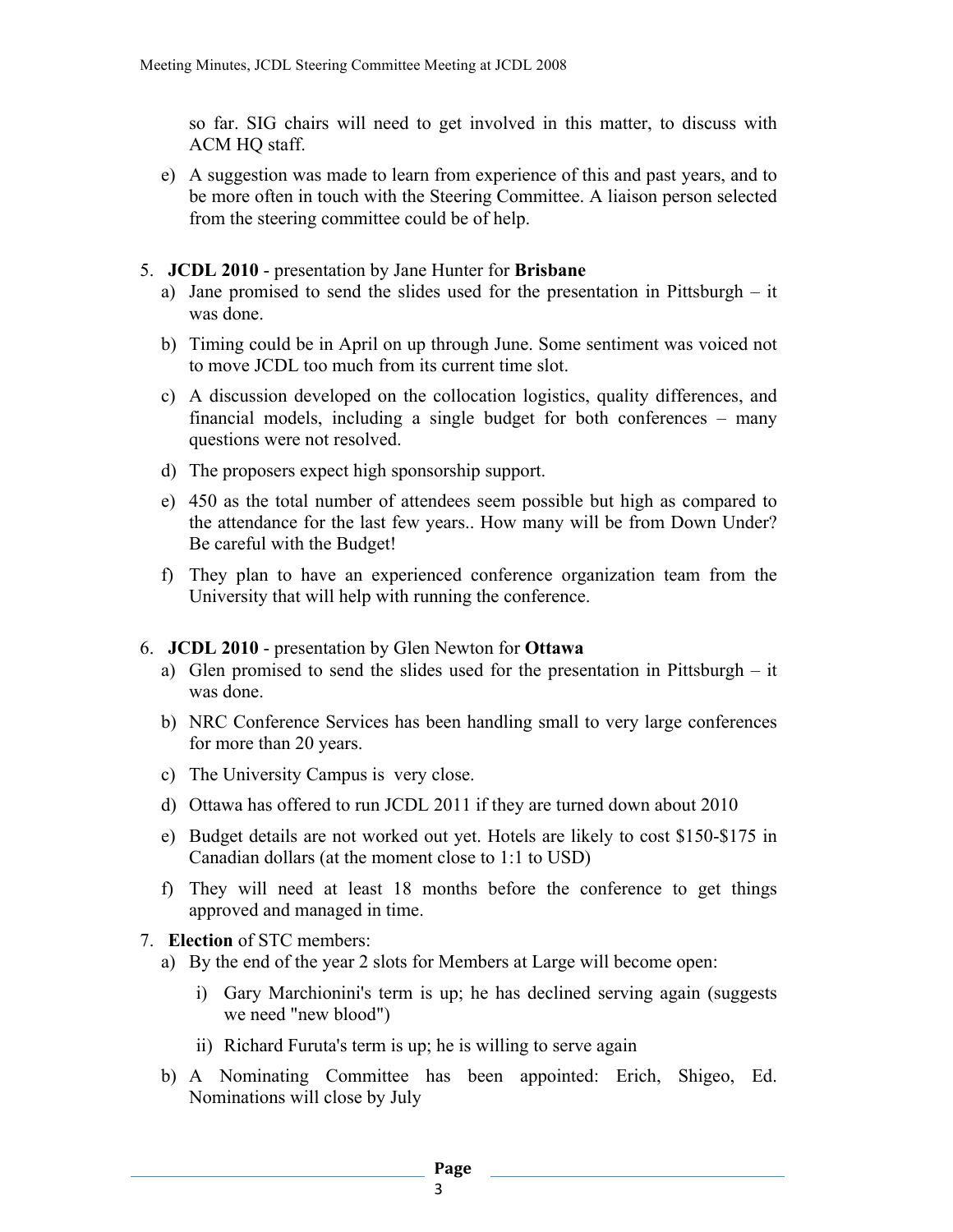so far. SIG chairs will need to get involved in this matter, to discuss with ACM HQ staff.

e) A suggestion was made to learn from experience of this and past years, and to be more often in touch with the Steering Committee. A liaison person selected from the steering committee could be of help.

5. **JCDL 2010** - presentation by Jane Hunter for **Brisbane**
   a) Jane promised to send the slides used for the presentation in Pittsburgh – it was done.
   b) Timing could be in April on up through June. Some sentiment was voiced not to move JCDL too much from its current time slot.
   c) A discussion developed on the collocation logistics, quality differences, and financial models, including a single budget for both conferences – many questions were not resolved.
   d) The proposers expect high sponsorship support.
   e) 450 as the total number of attendees seem possible but high as compared to the attendance for the last few years.. How many will be from Down Under? Be careful with the Budget!
   f) They plan to have an experienced conference organization team from the University that will help with running the conference.

6. **JCDL 2010** - presentation by Glen Newton for **Ottawa**
   a) Glen promised to send the slides used for the presentation in Pittsburgh – it was done.
   b) NRC Conference Services has been handling small to very large conferences for more than 20 years.
   c) The University Campus is very close.
   d) Ottawa has offered to run JCDL 2011 if they are turned down about 2010
   e) Budget details are not worked out yet. Hotels are likely to cost $150-$175 in Canadian dollars (at the moment close to 1:1 to USD)
   f) They will need at least 18 months before the conference to get things approved and managed in time.

7. **Election** of STC members:
   a) By the end of the year 2 slots for Members at Large will become open:
      i) Gary Marchionini's term is up; he has declined serving again (suggests we need "new blood")
      ii) Richard Furuta's term is up; he is willing to serve again
   b) A Nominating Committee has been appointed: Erich, Shigeo, Ed. Nominations will close by July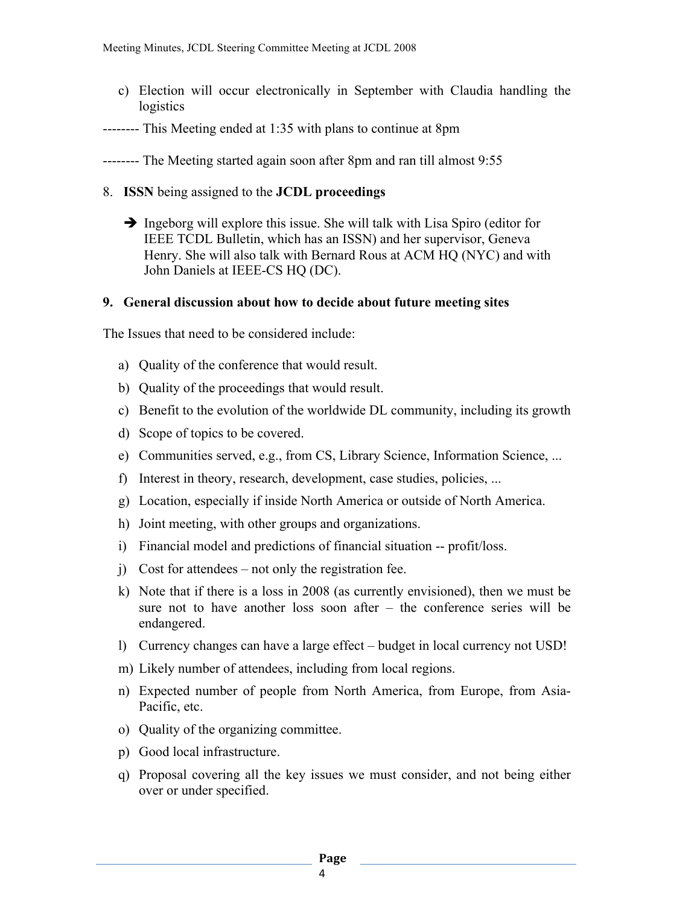c) Election will occur electronically in September with Claudia handling the logistics

-------- This Meeting ended at 1:35 with plans to continue at 8pm

-------- The Meeting started again soon after 8pm and ran till almost 9:55

8. **ISSN** being assigned to the **JCDL proceedings**

   ➔ Ingeborg will explore this issue. She will talk with Lisa Spiro (editor for IEEE TCDL Bulletin, which has an ISSN) and her supervisor, Geneva Henry. She will also talk with Bernard Rous at ACM HQ (NYC) and with John Daniels at IEEE-CS HQ (DC).

**9. General discussion about how to decide about future meeting sites**

The Issues that need to be considered include:

a) Quality of the conference that would result.

b) Quality of the proceedings that would result.

c) Benefit to the evolution of the worldwide DL community, including its growth

d) Scope of topics to be covered.

e) Communities served, e.g., from CS, Library Science, Information Science, ...

f) Interest in theory, research, development, case studies, policies, ...

g) Location, especially if inside North America or outside of North America.

h) Joint meeting, with other groups and organizations.

i) Financial model and predictions of financial situation -- profit/loss.

j) Cost for attendees – not only the registration fee.

k) Note that if there is a loss in 2008 (as currently envisioned), then we must be sure not to have another loss soon after – the conference series will be endangered.

l) Currency changes can have a large effect – budget in local currency not USD!

m) Likely number of attendees, including from local regions.

n) Expected number of people from North America, from Europe, from Asia-Pacific, etc.

o) Quality of the organizing committee.

p) Good local infrastructure.

q) Proposal covering all the key issues we must consider, and not being either over or under specified.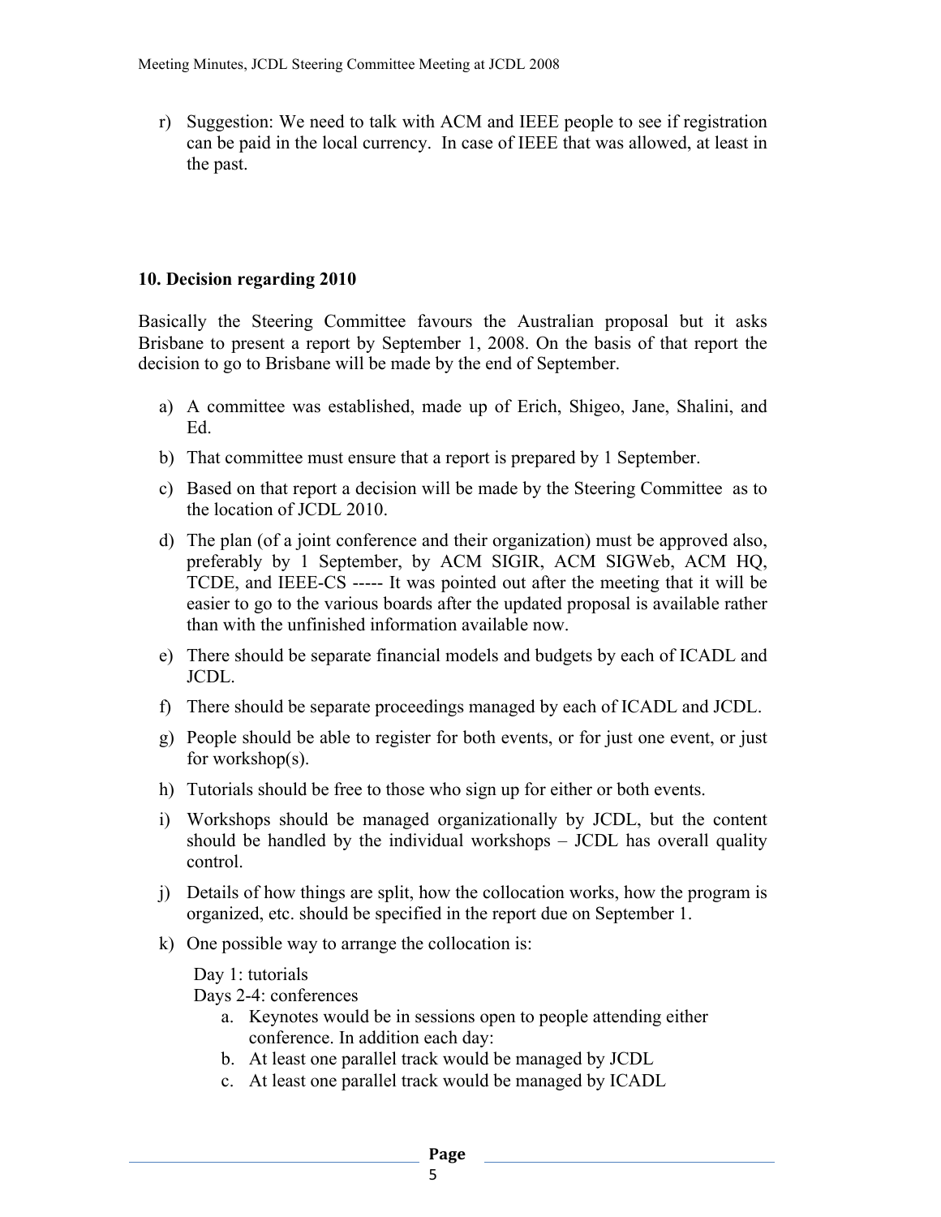r) Suggestion: We need to talk with ACM and IEEE people to see if registration can be paid in the local currency. In case of IEEE that was allowed, at least in the past.

### 10. Decision regarding 2010

Basically the Steering Committee favours the Australian proposal but it asks Brisbane to present a report by September 1, 2008. On the basis of that report the decision to go to Brisbane will be made by the end of September.

a) A committee was established, made up of Erich, Shigeo, Jane, Shalini, and Ed.

b) That committee must ensure that a report is prepared by 1 September.

c) Based on that report a decision will be made by the Steering Committee as to the location of JCDL 2010.

d) The plan (of a joint conference and their organization) must be approved also, preferably by 1 September, by ACM SIGIR, ACM SIGWeb, ACM HQ, TCDE, and IEEE-CS ----- It was pointed out after the meeting that it will be easier to go to the various boards after the updated proposal is available rather than with the unfinished information available now.

e) There should be separate financial models and budgets by each of ICADL and JCDL.

f) There should be separate proceedings managed by each of ICADL and JCDL.

g) People should be able to register for both events, or for just one event, or just for workshop(s).

h) Tutorials should be free to those who sign up for either or both events.

i) Workshops should be managed organizationally by JCDL, but the content should be handled by the individual workshops – JCDL has overall quality control.

j) Details of how things are split, how the collocation works, how the program is organized, etc. should be specified in the report due on September 1.

k) One possible way to arrange the collocation is:

   Day 1: tutorials
   Days 2-4: conferences

   a. Keynotes would be in sessions open to people attending either conference. In addition each day:
   b. At least one parallel track would be managed by JCDL
   c. At least one parallel track would be managed by ICADL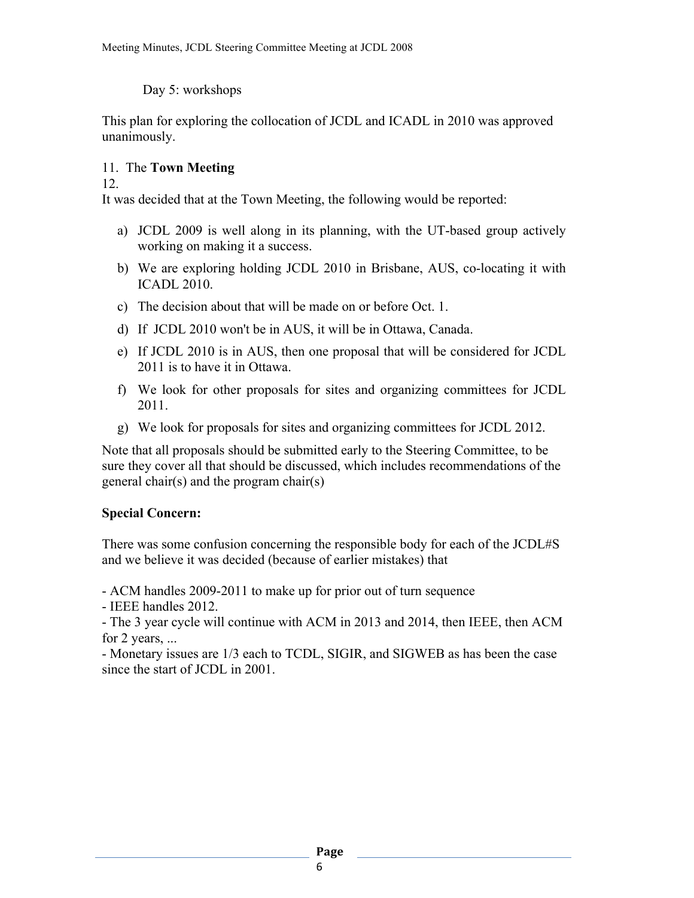Day 5: workshops

This plan for exploring the collocation of JCDL and ICADL in 2010 was approved unanimously.

11. The **Town Meeting**

12.

It was decided that at the Town Meeting, the following would be reported:

a) JCDL 2009 is well along in its planning, with the UT-based group actively working on making it a success.

b) We are exploring holding JCDL 2010 in Brisbane, AUS, co-locating it with ICADL 2010.

c) The decision about that will be made on or before Oct. 1.

d) If JCDL 2010 won't be in AUS, it will be in Ottawa, Canada.

e) If JCDL 2010 is in AUS, then one proposal that will be considered for JCDL 2011 is to have it in Ottawa.

f) We look for other proposals for sites and organizing committees for JCDL 2011.

g) We look for proposals for sites and organizing committees for JCDL 2012.

Note that all proposals should be submitted early to the Steering Committee, to be sure they cover all that should be discussed, which includes recommendations of the general chair(s) and the program chair(s)

**Special Concern:**

There was some confusion concerning the responsible body for each of the JCDL#S and we believe it was decided (because of earlier mistakes) that

- ACM handles 2009-2011 to make up for prior out of turn sequence
- IEEE handles 2012.
- The 3 year cycle will continue with ACM in 2013 and 2014, then IEEE, then ACM for 2 years, ...
- Monetary issues are 1/3 each to TCDL, SIGIR, and SIGWEB as has been the case since the start of JCDL in 2001.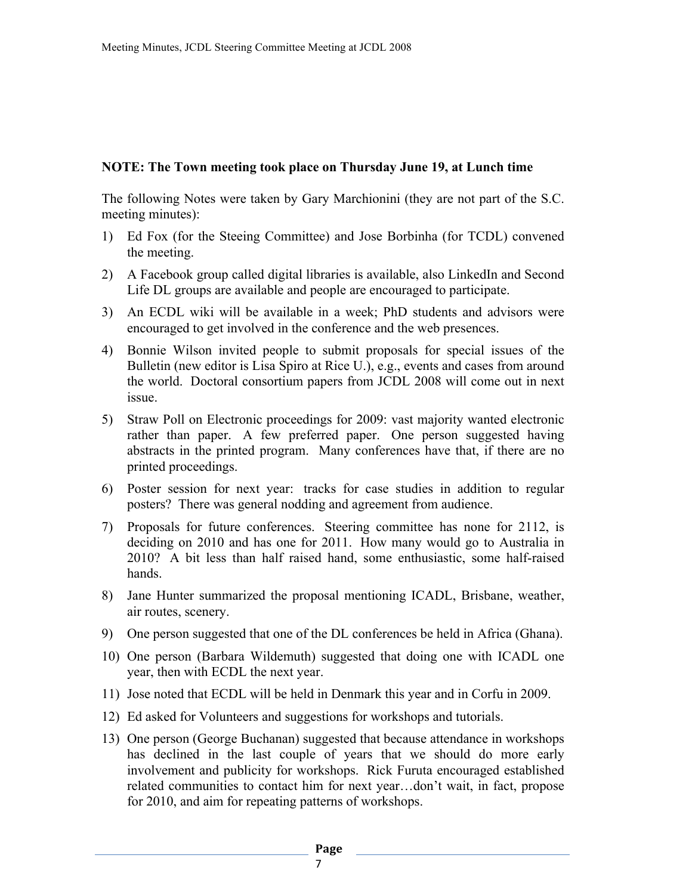**NOTE: The Town meeting took place on Thursday June 19, at Lunch time**

The following Notes were taken by Gary Marchionini (they are not part of the S.C. meeting minutes):

1) Ed Fox (for the Steeing Committee) and Jose Borbinha (for TCDL) convened the meeting.
2) A Facebook group called digital libraries is available, also LinkedIn and Second Life DL groups are available and people are encouraged to participate.
3) An ECDL wiki will be available in a week; PhD students and advisors were encouraged to get involved in the conference and the web presences.
4) Bonnie Wilson invited people to submit proposals for special issues of the Bulletin (new editor is Lisa Spiro at Rice U.), e.g., events and cases from around the world. Doctoral consortium papers from JCDL 2008 will come out in next issue.
5) Straw Poll on Electronic proceedings for 2009: vast majority wanted electronic rather than paper. A few preferred paper. One person suggested having abstracts in the printed program. Many conferences have that, if there are no printed proceedings.
6) Poster session for next year: tracks for case studies in addition to regular posters? There was general nodding and agreement from audience.
7) Proposals for future conferences. Steering committee has none for 2112, is deciding on 2010 and has one for 2011. How many would go to Australia in 2010? A bit less than half raised hand, some enthusiastic, some half-raised hands.
8) Jane Hunter summarized the proposal mentioning ICADL, Brisbane, weather, air routes, scenery.
9) One person suggested that one of the DL conferences be held in Africa (Ghana).
10) One person (Barbara Wildemuth) suggested that doing one with ICADL one year, then with ECDL the next year.
11) Jose noted that ECDL will be held in Denmark this year and in Corfu in 2009.
12) Ed asked for Volunteers and suggestions for workshops and tutorials.
13) One person (George Buchanan) suggested that because attendance in workshops has declined in the last couple of years that we should do more early involvement and publicity for workshops. Rick Furuta encouraged established related communities to contact him for next year…don't wait, in fact, propose for 2010, and aim for repeating patterns of workshops.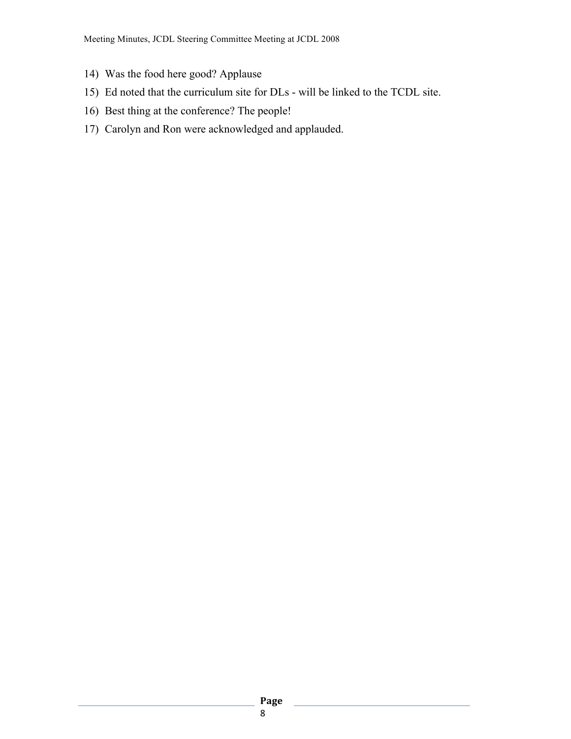14) Was the food here good? Applause
15) Ed noted that the curriculum site for DLs - will be linked to the TCDL site.
16) Best thing at the conference? The people!
17) Carolyn and Ron were acknowledged and applauded.